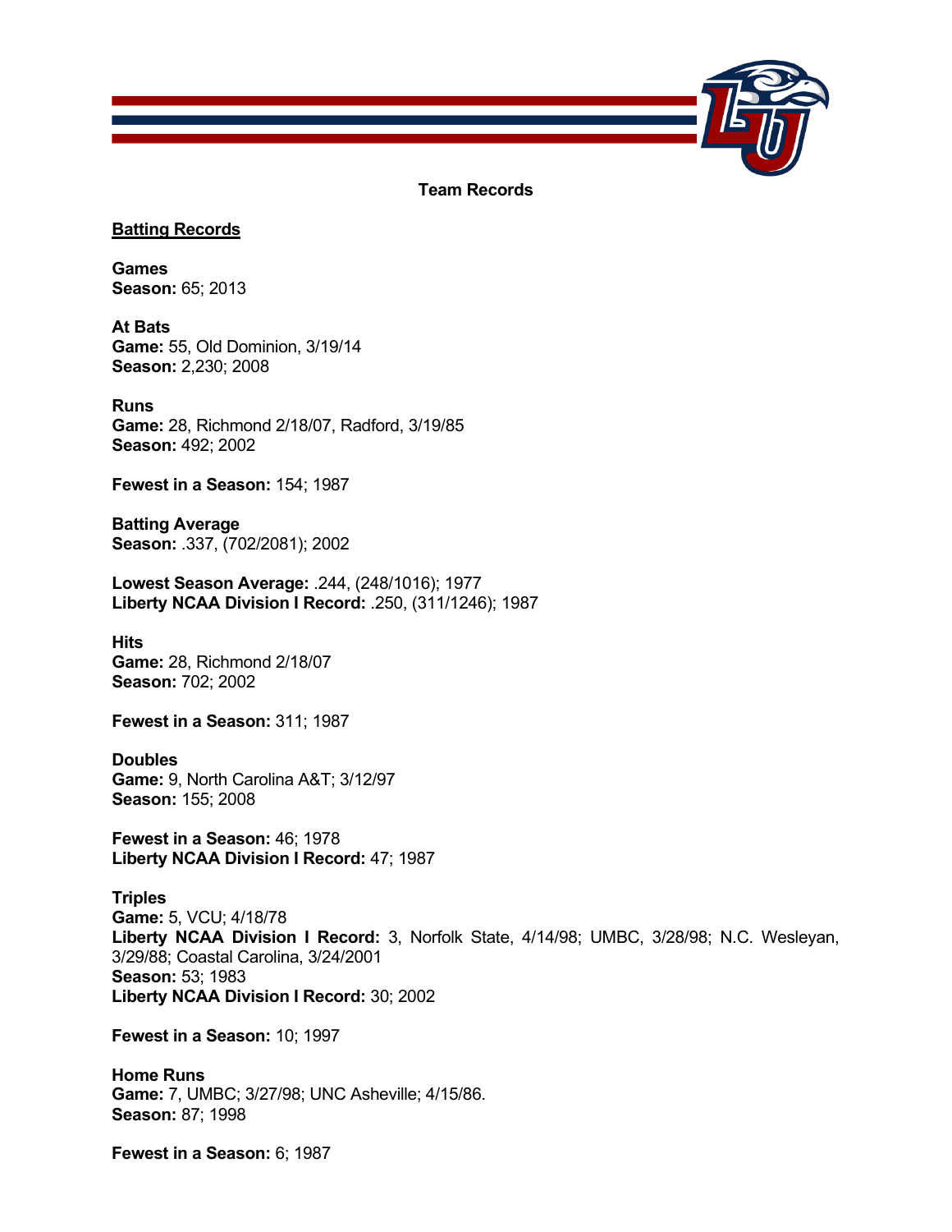# Team Records

## Batting Records

**Games**
**Season:** 65; 2013

**At Bats**
**Game:** 55, Old Dominion, 3/19/14
**Season:** 2,230; 2008

**Runs**
**Game:** 28, Richmond 2/18/07, Radford, 3/19/85
**Season:** 492; 2002

**Fewest in a Season:** 154; 1987

**Batting Average**
**Season:** .337, (702/2081); 2002

**Lowest Season Average:** .244, (248/1016); 1977
**Liberty NCAA Division I Record:** .250, (311/1246); 1987

**Hits**
**Game:** 28, Richmond 2/18/07
**Season:** 702; 2002

**Fewest in a Season:** 311; 1987

**Doubles**
**Game:** 9, North Carolina A&T; 3/12/97
**Season:** 155; 2008

**Fewest in a Season:** 46; 1978
**Liberty NCAA Division I Record:** 47; 1987

**Triples**
**Game:** 5, VCU; 4/18/78
**Liberty NCAA Division I Record:** 3, Norfolk State, 4/14/98; UMBC, 3/28/98; N.C. Wesleyan, 3/29/88; Coastal Carolina, 3/24/2001
**Season:** 53; 1983
**Liberty NCAA Division I Record:** 30; 2002

**Fewest in a Season:** 10; 1997

**Home Runs**
**Game:** 7, UMBC; 3/27/98; UNC Asheville; 4/15/86.
**Season:** 87; 1998

**Fewest in a Season:** 6; 1987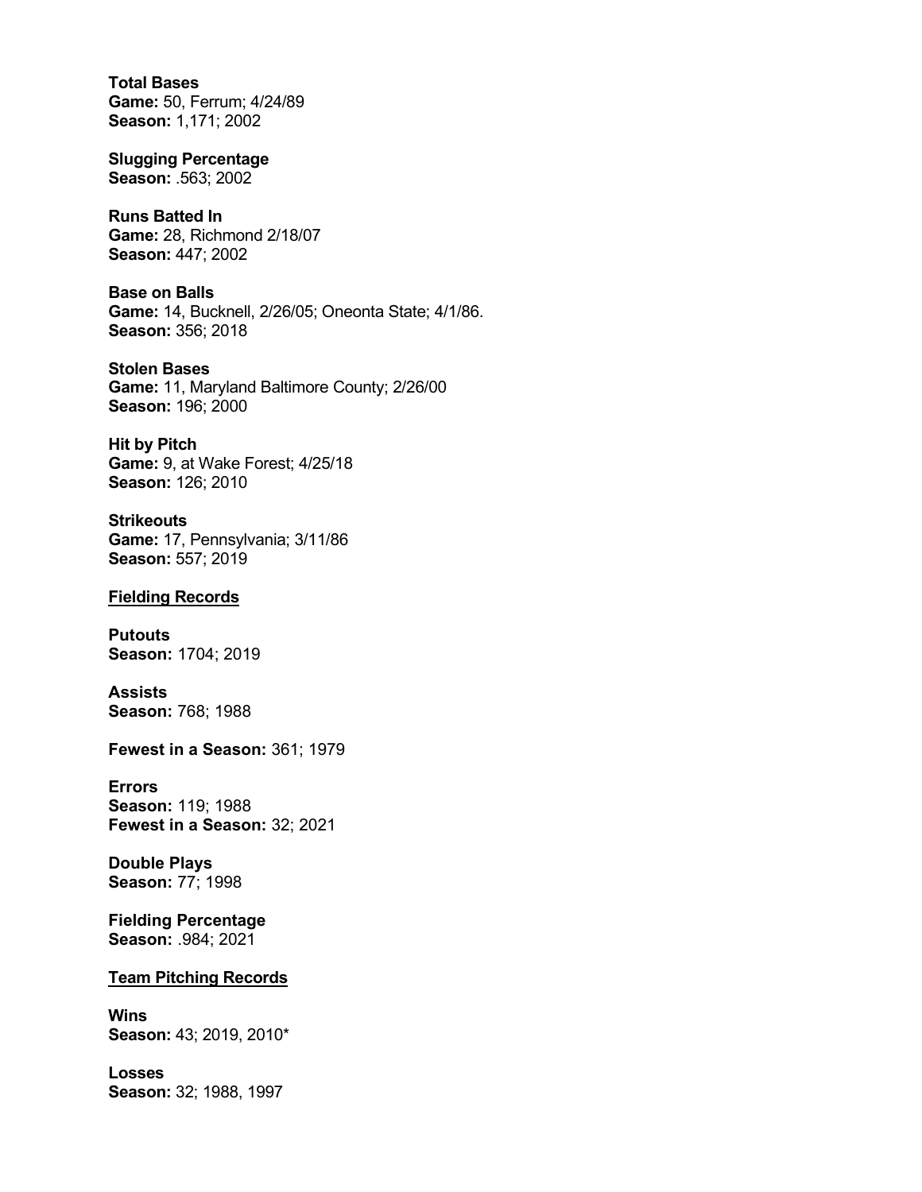**Total Bases**
**Game:** 50, Ferrum; 4/24/89
**Season:** 1,171; 2002

**Slugging Percentage**
**Season:** .563; 2002

**Runs Batted In**
**Game:** 28, Richmond 2/18/07
**Season:** 447; 2002

**Base on Balls**
**Game:** 14, Bucknell, 2/26/05; Oneonta State; 4/1/86.
**Season:** 356; 2018

**Stolen Bases**
**Game:** 11, Maryland Baltimore County; 2/26/00
**Season:** 196; 2000

**Hit by Pitch**
**Game:** 9, at Wake Forest; 4/25/18
**Season:** 126; 2010

**Strikeouts**
**Game:** 17, Pennsylvania; 3/11/86
**Season:** 557; 2019

## Fielding Records

**Putouts**
**Season:** 1704; 2019

**Assists**
**Season:** 768; 1988

**Fewest in a Season:** 361; 1979

**Errors**
**Season:** 119; 1988
**Fewest in a Season:** 32; 2021

**Double Plays**
**Season:** 77; 1998

**Fielding Percentage**
**Season:** .984; 2021

## Team Pitching Records

**Wins**
**Season:** 43; 2019, 2010*

**Losses**
**Season:** 32; 1988, 1997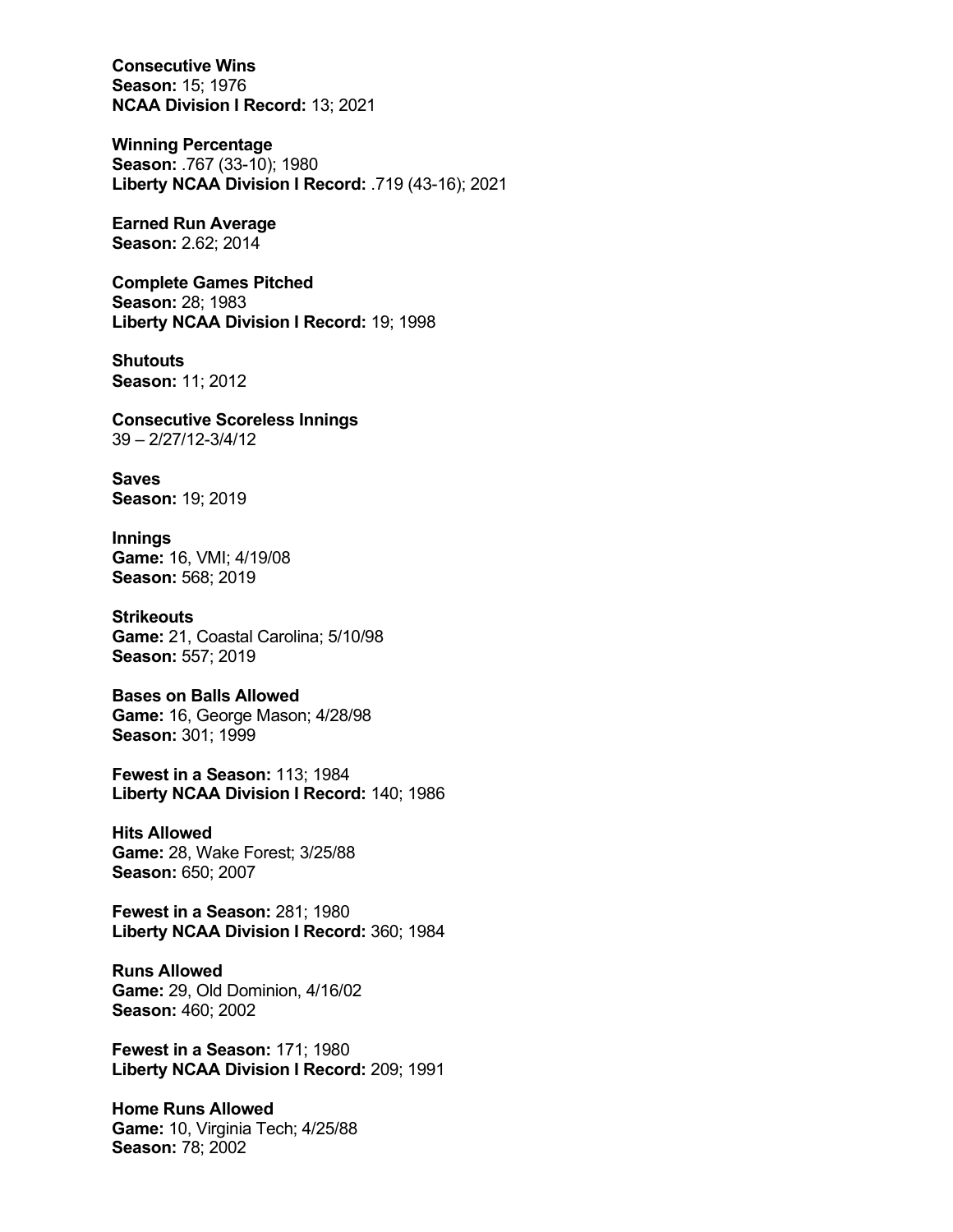**Consecutive Wins**
**Season:** 15; 1976
**NCAA Division I Record:** 13; 2021

**Winning Percentage**
**Season:** .767 (33-10); 1980
**Liberty NCAA Division I Record:** .719 (43-16); 2021

**Earned Run Average**
**Season:** 2.62; 2014

**Complete Games Pitched**
**Season:** 28; 1983
**Liberty NCAA Division I Record:** 19; 1998

**Shutouts**
**Season:** 11; 2012

**Consecutive Scoreless Innings**
39 – 2/27/12-3/4/12

**Saves**
**Season:** 19; 2019

**Innings**
**Game:** 16, VMI; 4/19/08
**Season:** 568; 2019

**Strikeouts**
**Game:** 21, Coastal Carolina; 5/10/98
**Season:** 557; 2019

**Bases on Balls Allowed**
**Game:** 16, George Mason; 4/28/98
**Season:** 301; 1999

**Fewest in a Season:** 113; 1984
**Liberty NCAA Division I Record:** 140; 1986

**Hits Allowed**
**Game:** 28, Wake Forest; 3/25/88
**Season:** 650; 2007

**Fewest in a Season:** 281; 1980
**Liberty NCAA Division I Record:** 360; 1984

**Runs Allowed**
**Game:** 29, Old Dominion, 4/16/02
**Season:** 460; 2002

**Fewest in a Season:** 171; 1980
**Liberty NCAA Division I Record:** 209; 1991

**Home Runs Allowed**
**Game:** 10, Virginia Tech; 4/25/88
**Season:** 78; 2002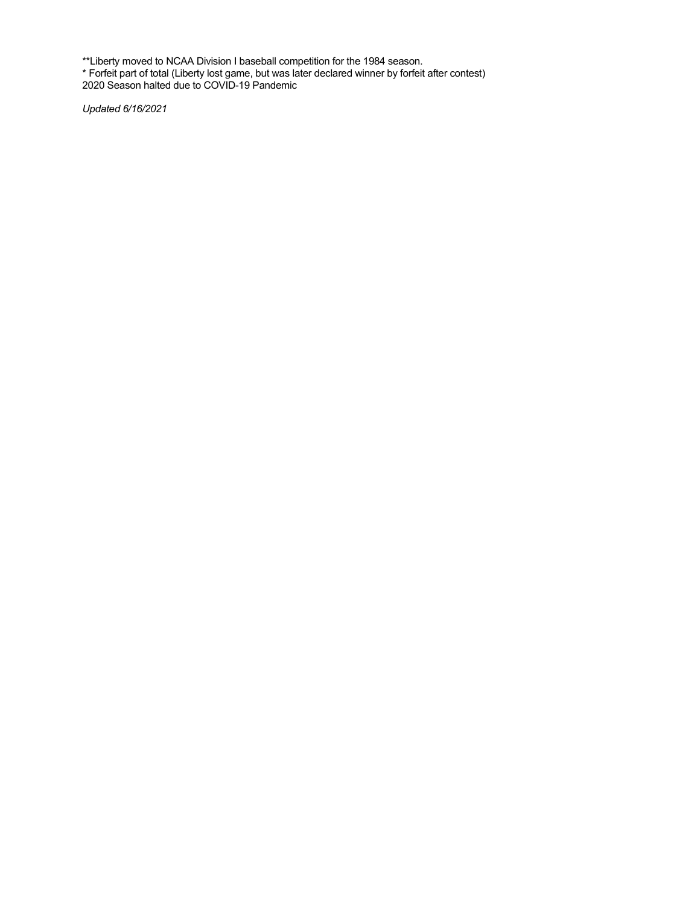**Liberty moved to NCAA Division I baseball competition for the 1984 season.
* Forfeit part of total (Liberty lost game, but was later declared winner by forfeit after contest)
2020 Season halted due to COVID-19 Pandemic

*Updated 6/16/2021*